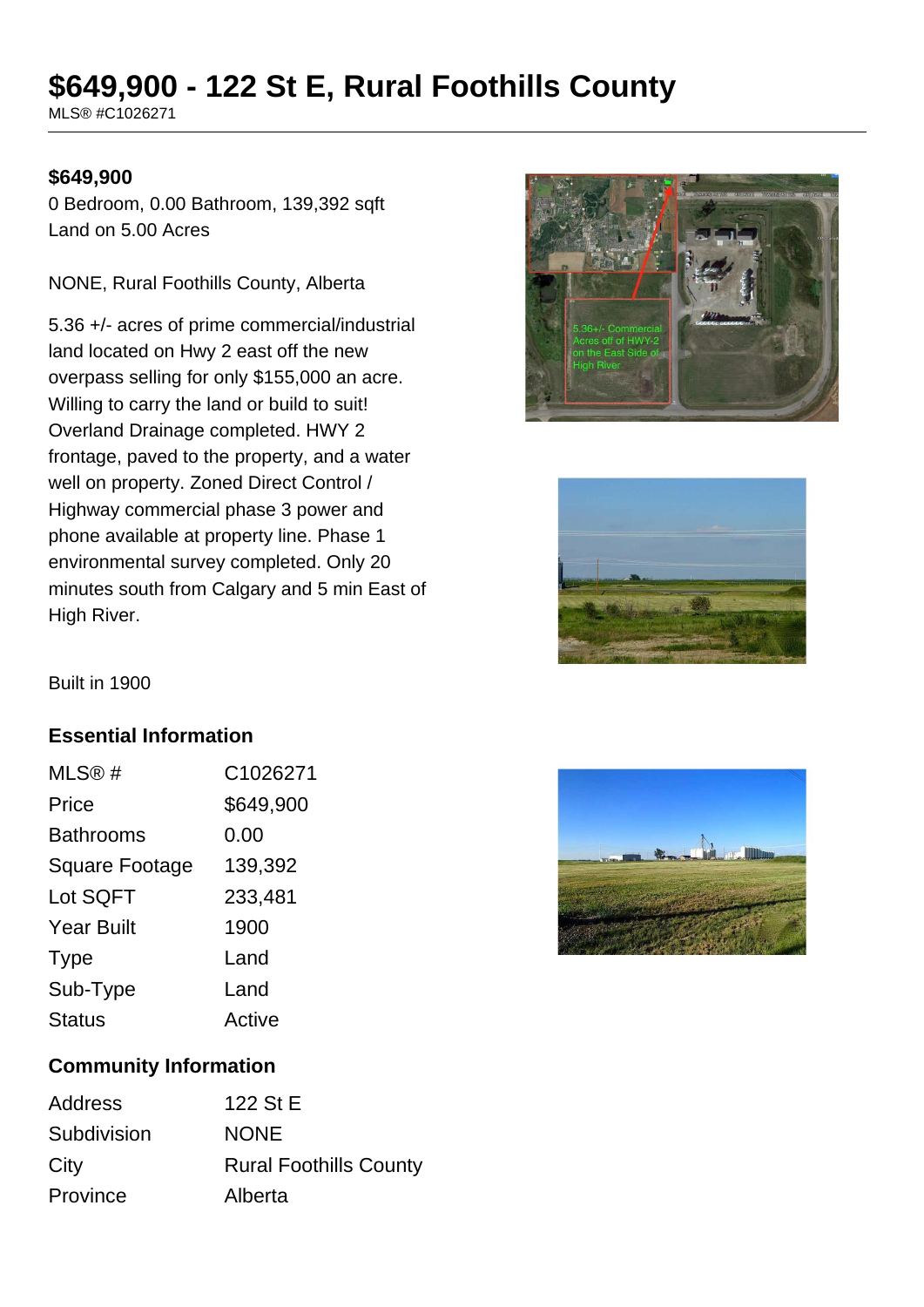# $649,900 - 122 St E, Rural Foothills County

MLS® #C1026271

**$649,900**

0 Bedroom, 0.00 Bathroom, 139,392 sqft
Land on 5.00 Acres

NONE, Rural Foothills County, Alberta

5.36 +/- acres of prime commercial/industrial land located on Hwy 2 east off the new overpass selling for only $155,000 an acre. Willing to carry the land or build to suit! Overland Drainage completed. HWY 2 frontage, paved to the property, and a water well on property. Zoned Direct Control / Highway commercial phase 3 power and phone available at property line. Phase 1 environmental survey completed. Only 20 minutes south from Calgary and 5 min East of High River.

Built in 1900

## Essential Information

| | |
|---|---|
| MLS® # | C1026271 |
| Price | $649,900 |
| Bathrooms | 0.00 |
| Square Footage | 139,392 |
| Lot SQFT | 233,481 |
| Year Built | 1900 |
| Type | Land |
| Sub-Type | Land |
| Status | Active |

## Community Information

| | |
|---|---|
| Address | 122 St E |
| Subdivision | NONE |
| City | Rural Foothills County |
| Province | Alberta |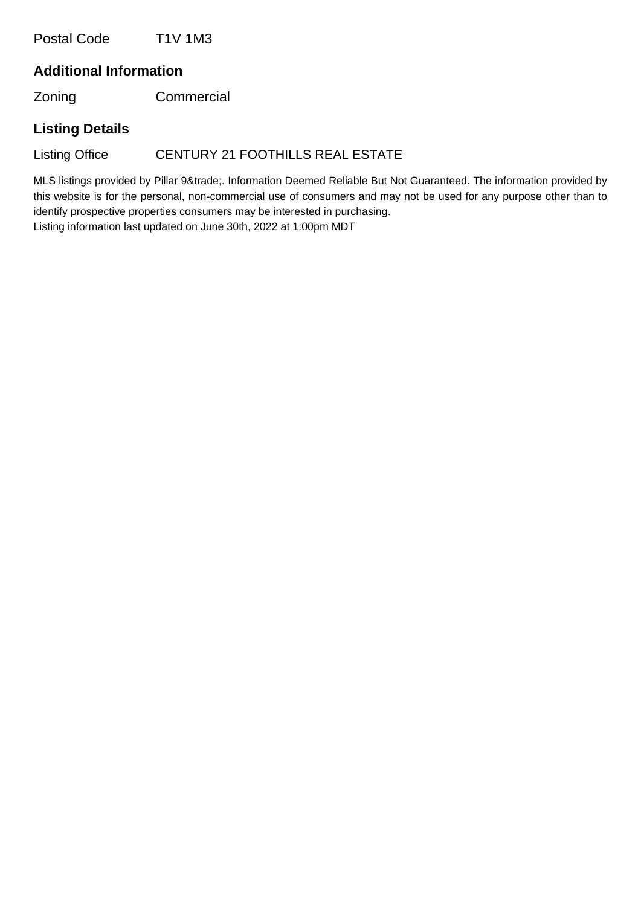Postal Code T1V 1M3

## Additional Information

Zoning Commercial

## Listing Details

Listing Office CENTURY 21 FOOTHILLS REAL ESTATE

MLS listings provided by Pillar 9&trade;. Information Deemed Reliable But Not Guaranteed. The information provided by this website is for the personal, non-commercial use of consumers and may not be used for any purpose other than to identify prospective properties consumers may be interested in purchasing.
Listing information last updated on June 30th, 2022 at 1:00pm MDT